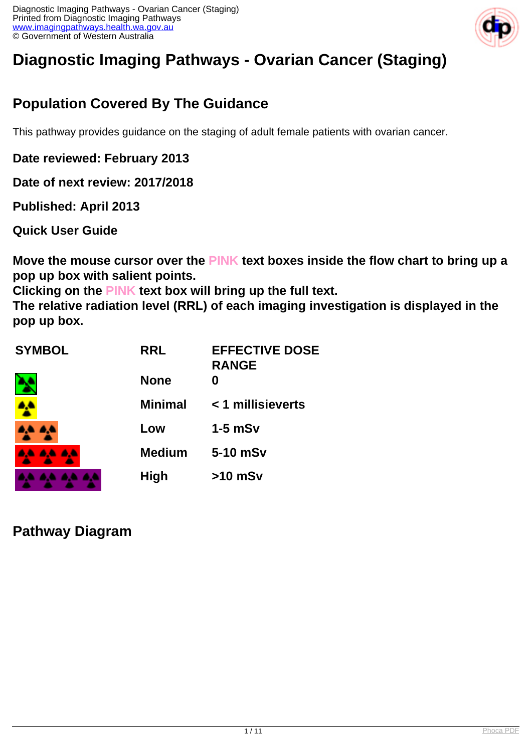# Diagnostic Imaging Pathways - Ovarian Cancer (Staging)

## Population Covered By The Guidance

This pathway provides guidance on the staging of adult female patients with ovarian cancer.

**Date reviewed: February 2013**

**Date of next review: 2017/2018**

**Published: April 2013**

**Quick User Guide**

**Move the mouse cursor over the PINK text boxes inside the flow chart to bring up a pop up box with salient points.**
**Clicking on the PINK text box will bring up the full text.**
**The relative radiation level (RRL) of each imaging investigation is displayed in the pop up box.**

| SYMBOL | RRL | EFFECTIVE DOSE RANGE |
|---|---|---|
| | None | 0 |
| | Minimal | < 1 millisieverts |
| | Low | 1-5 mSv |
| | Medium | 5-10 mSv |
| | High | >10 mSv |

## Pathway Diagram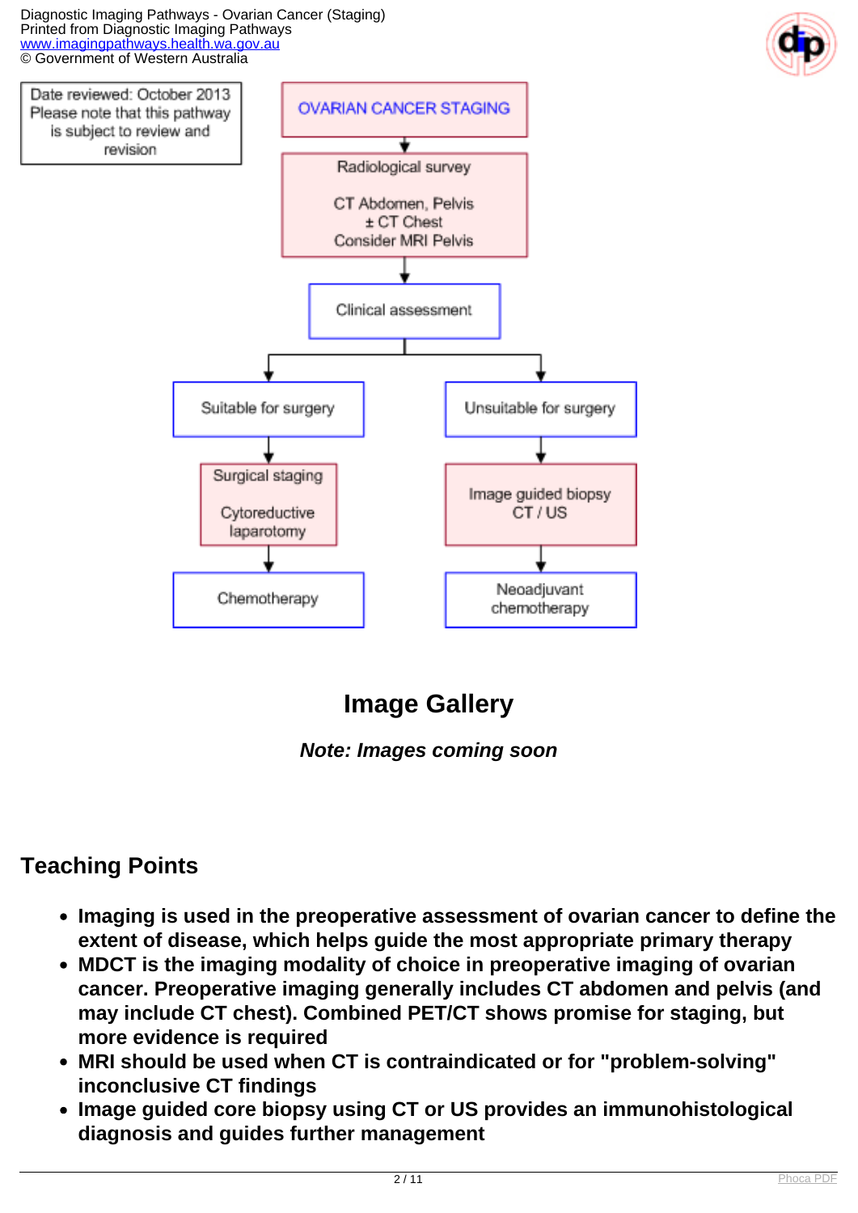Date reviewed: October 2013
Please note that this pathway is subject to review and revision

**OVARIAN CANCER STAGING**

↓

Radiological survey

CT Abdomen, Pelvis
± CT Chest
Consider MRI Pelvis

↓

Clinical assessment

↓

- **Suitable for surgery**
  - ↓ Surgical staging — Cytoreductive laparotomy
  - ↓ Chemotherapy
- **Unsuitable for surgery**
  - ↓ Image guided biopsy CT / US
  - ↓ Neoadjuvant chemotherapy

## Image Gallery

***Note: Images coming soon***

## Teaching Points

- **Imaging is used in the preoperative assessment of ovarian cancer to define the extent of disease, which helps guide the most appropriate primary therapy**
- **MDCT is the imaging modality of choice in preoperative imaging of ovarian cancer. Preoperative imaging generally includes CT abdomen and pelvis (and may include CT chest). Combined PET/CT shows promise for staging, but more evidence is required**
- **MRI should be used when CT is contraindicated or for "problem-solving" inconclusive CT findings**
- **Image guided core biopsy using CT or US provides an immunohistological diagnosis and guides further management**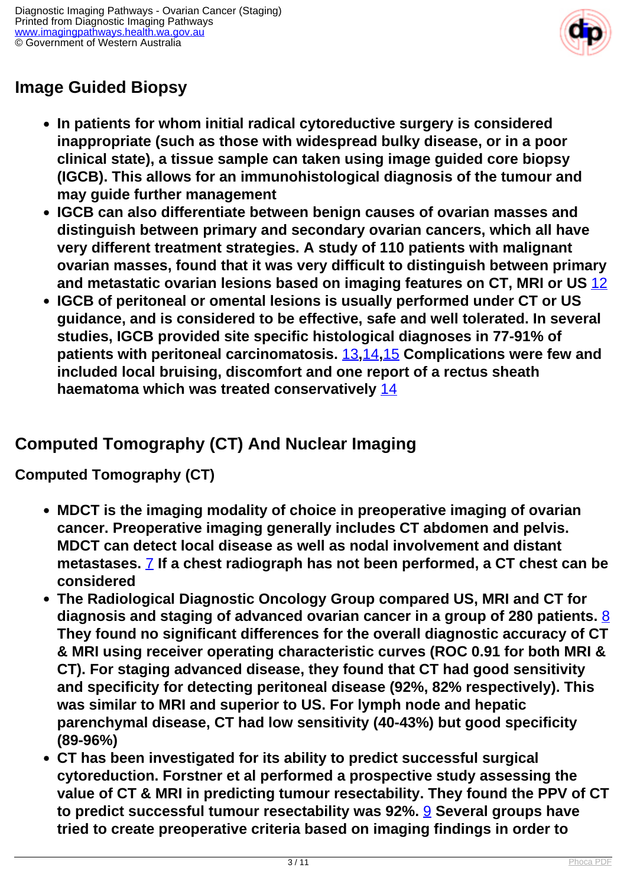## Image Guided Biopsy

- **In patients for whom initial radical cytoreductive surgery is considered inappropriate (such as those with widespread bulky disease, or in a poor clinical state), a tissue sample can taken using image guided core biopsy (IGCB). This allows for an immunohistological diagnosis of the tumour and may guide further management**
- **IGCB can also differentiate between benign causes of ovarian masses and distinguish between primary and secondary ovarian cancers, which all have very different treatment strategies. A study of 110 patients with malignant ovarian masses, found that it was very difficult to distinguish between primary and metastatic ovarian lesions based on imaging features on CT, MRI or US [12]**
- **IGCB of peritoneal or omental lesions is usually performed under CT or US guidance, and is considered to be effective, safe and well tolerated. In several studies, IGCB provided site specific histological diagnoses in 77-91% of patients with peritoneal carcinomatosis. [13,14,15] Complications were few and included local bruising, discomfort and one report of a rectus sheath haematoma which was treated conservatively [14]**

## Computed Tomography (CT) And Nuclear Imaging

### Computed Tomography (CT)

- **MDCT is the imaging modality of choice in preoperative imaging of ovarian cancer. Preoperative imaging generally includes CT abdomen and pelvis. MDCT can detect local disease as well as nodal involvement and distant metastases. [7] If a chest radiograph has not been performed, a CT chest can be considered**
- **The Radiological Diagnostic Oncology Group compared US, MRI and CT for diagnosis and staging of advanced ovarian cancer in a group of 280 patients. [8] They found no significant differences for the overall diagnostic accuracy of CT & MRI using receiver operating characteristic curves (ROC 0.91 for both MRI & CT). For staging advanced disease, they found that CT had good sensitivity and specificity for detecting peritoneal disease (92%, 82% respectively). This was similar to MRI and superior to US. For lymph node and hepatic parenchymal disease, CT had low sensitivity (40-43%) but good specificity (89-96%)**
- **CT has been investigated for its ability to predict successful surgical cytoreduction. Forstner et al performed a prospective study assessing the value of CT & MRI in predicting tumour resectability. They found the PPV of CT to predict successful tumour resectability was 92%. [9] Several groups have tried to create preoperative criteria based on imaging findings in order to**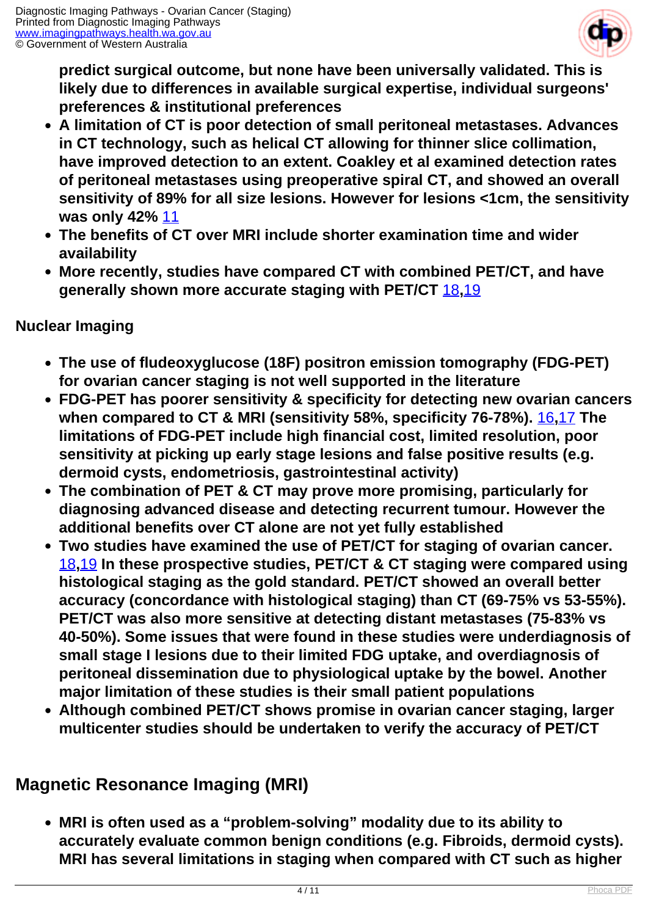**predict surgical outcome, but none have been universally validated. This is likely due to differences in available surgical expertise, individual surgeons' preferences & institutional preferences**
- **A limitation of CT is poor detection of small peritoneal metastases. Advances in CT technology, such as helical CT allowing for thinner slice collimation, have improved detection to an extent. Coakley et al examined detection rates of peritoneal metastases using preoperative spiral CT, and showed an overall sensitivity of 89% for all size lesions. However for lesions <1cm, the sensitivity was only 42%** [11]
- **The benefits of CT over MRI include shorter examination time and wider availability**
- **More recently, studies have compared CT with combined PET/CT, and have generally shown more accurate staging with PET/CT** [18,19]

### Nuclear Imaging

- **The use of fludeoxyglucose (18F) positron emission tomography (FDG-PET) for ovarian cancer staging is not well supported in the literature**
- **FDG-PET has poorer sensitivity & specificity for detecting new ovarian cancers when compared to CT & MRI (sensitivity 58%, specificity 76-78%).** [16,17] **The limitations of FDG-PET include high financial cost, limited resolution, poor sensitivity at picking up early stage lesions and false positive results (e.g. dermoid cysts, endometriosis, gastrointestinal activity)**
- **The combination of PET & CT may prove more promising, particularly for diagnosing advanced disease and detecting recurrent tumour. However the additional benefits over CT alone are not yet fully established**
- **Two studies have examined the use of PET/CT for staging of ovarian cancer.** [18,19] **In these prospective studies, PET/CT & CT staging were compared using histological staging as the gold standard. PET/CT showed an overall better accuracy (concordance with histological staging) than CT (69-75% vs 53-55%). PET/CT was also more sensitive at detecting distant metastases (75-83% vs 40-50%). Some issues that were found in these studies were underdiagnosis of small stage I lesions due to their limited FDG uptake, and overdiagnosis of peritoneal dissemination due to physiological uptake by the bowel. Another major limitation of these studies is their small patient populations**
- **Although combined PET/CT shows promise in ovarian cancer staging, larger multicenter studies should be undertaken to verify the accuracy of PET/CT**

## Magnetic Resonance Imaging (MRI)

- **MRI is often used as a "problem-solving" modality due to its ability to accurately evaluate common benign conditions (e.g. Fibroids, dermoid cysts). MRI has several limitations in staging when compared with CT such as higher**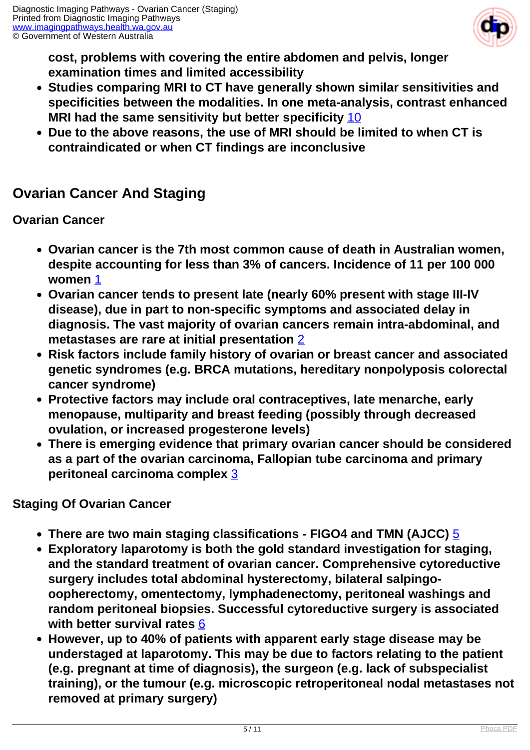**cost, problems with covering the entire abdomen and pelvis, longer examination times and limited accessibility**

- **Studies comparing MRI to CT have generally shown similar sensitivities and specificities between the modalities. In one meta-analysis, contrast enhanced MRI had the same sensitivity but better specificity** [10]
- **Due to the above reasons, the use of MRI should be limited to when CT is contraindicated or when CT findings are inconclusive**

## Ovarian Cancer And Staging

### Ovarian Cancer

- **Ovarian cancer is the 7th most common cause of death in Australian women, despite accounting for less than 3% of cancers. Incidence of 11 per 100 000 women** [1]
- **Ovarian cancer tends to present late (nearly 60% present with stage III-IV disease), due in part to non-specific symptoms and associated delay in diagnosis. The vast majority of ovarian cancers remain intra-abdominal, and metastases are rare at initial presentation** [2]
- **Risk factors include family history of ovarian or breast cancer and associated genetic syndromes (e.g. BRCA mutations, hereditary nonpolyposis colorectal cancer syndrome)**
- **Protective factors may include oral contraceptives, late menarche, early menopause, multiparity and breast feeding (possibly through decreased ovulation, or increased progesterone levels)**
- **There is emerging evidence that primary ovarian cancer should be considered as a part of the ovarian carcinoma, Fallopian tube carcinoma and primary peritoneal carcinoma complex** [3]

### Staging Of Ovarian Cancer

- **There are two main staging classifications - FIGO4 and TMN (AJCC)** [5]
- **Exploratory laparotomy is both the gold standard investigation for staging, and the standard treatment of ovarian cancer. Comprehensive cytoreductive surgery includes total abdominal hysterectomy, bilateral salpingo-oopherectomy, omentectomy, lymphadenectomy, peritoneal washings and random peritoneal biopsies. Successful cytoreductive surgery is associated with better survival rates** [6]
- **However, up to 40% of patients with apparent early stage disease may be understaged at laparotomy. This may be due to factors relating to the patient (e.g. pregnant at time of diagnosis), the surgeon (e.g. lack of subspecialist training), or the tumour (e.g. microscopic retroperitoneal nodal metastases not removed at primary surgery)**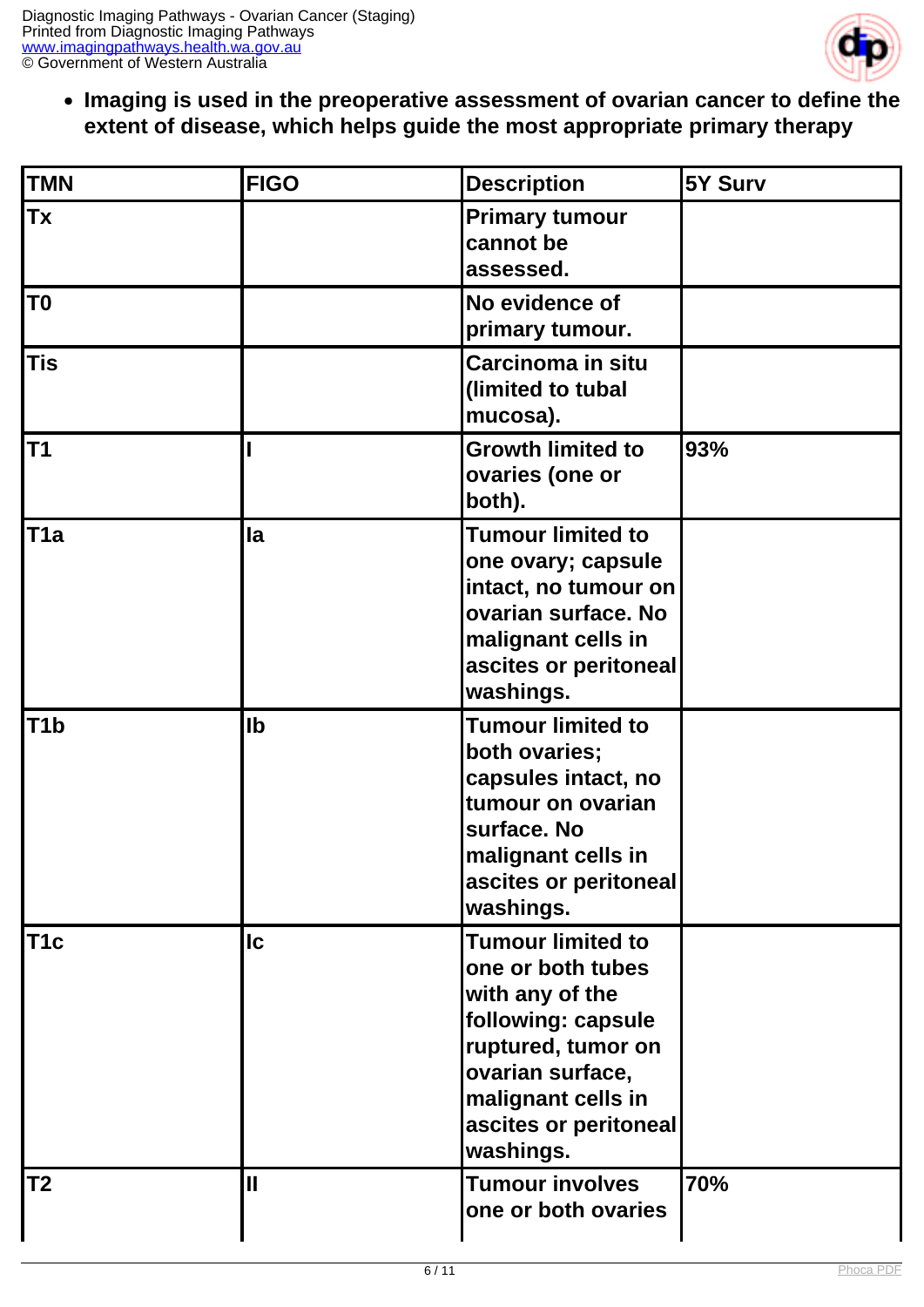- **Imaging is used in the preoperative assessment of ovarian cancer to define the extent of disease, which helps guide the most appropriate primary therapy**

| TMN | FIGO | Description | 5Y Surv |
|---|---|---|---|
| Tx | | Primary tumour cannot be assessed. | |
| T0 | | No evidence of primary tumour. | |
| Tis | | Carcinoma in situ (limited to tubal mucosa). | |
| T1 | I | Growth limited to ovaries (one or both). | 93% |
| T1a | Ia | Tumour limited to one ovary; capsule intact, no tumour on ovarian surface. No malignant cells in ascites or peritoneal washings. | |
| T1b | Ib | Tumour limited to both ovaries; capsules intact, no tumour on ovarian surface. No malignant cells in ascites or peritoneal washings. | |
| T1c | Ic | Tumour limited to one or both tubes with any of the following: capsule ruptured, tumor on ovarian surface, malignant cells in ascites or peritoneal washings. | |
| T2 | II | Tumour involves one or both ovaries | 70% |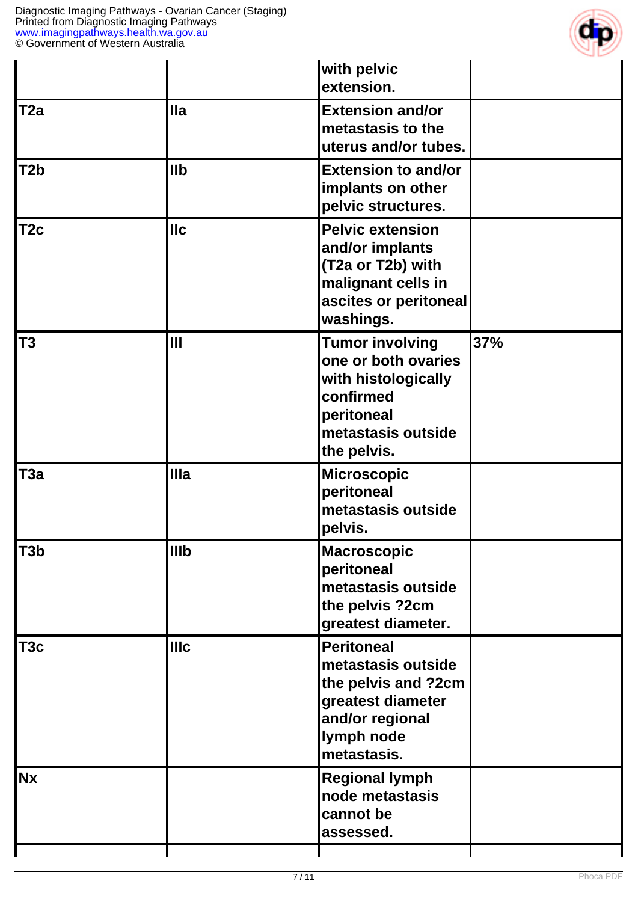| | | with pelvic extension. | |
|---|---|---|---|
| T2a | IIa | Extension and/or metastasis to the uterus and/or tubes. | |
| T2b | IIb | Extension to and/or implants on other pelvic structures. | |
| T2c | IIc | Pelvic extension and/or implants (T2a or T2b) with malignant cells in ascites or peritoneal washings. | |
| T3 | III | Tumor involving one or both ovaries with histologically confirmed peritoneal metastasis outside the pelvis. | 37% |
| T3a | IIIa | Microscopic peritoneal metastasis outside pelvis. | |
| T3b | IIIb | Macroscopic peritoneal metastasis outside the pelvis ?2cm greatest diameter. | |
| T3c | IIIc | Peritoneal metastasis outside the pelvis and ?2cm greatest diameter and/or regional lymph node metastasis. | |
| Nx | | Regional lymph node metastasis cannot be assessed. | |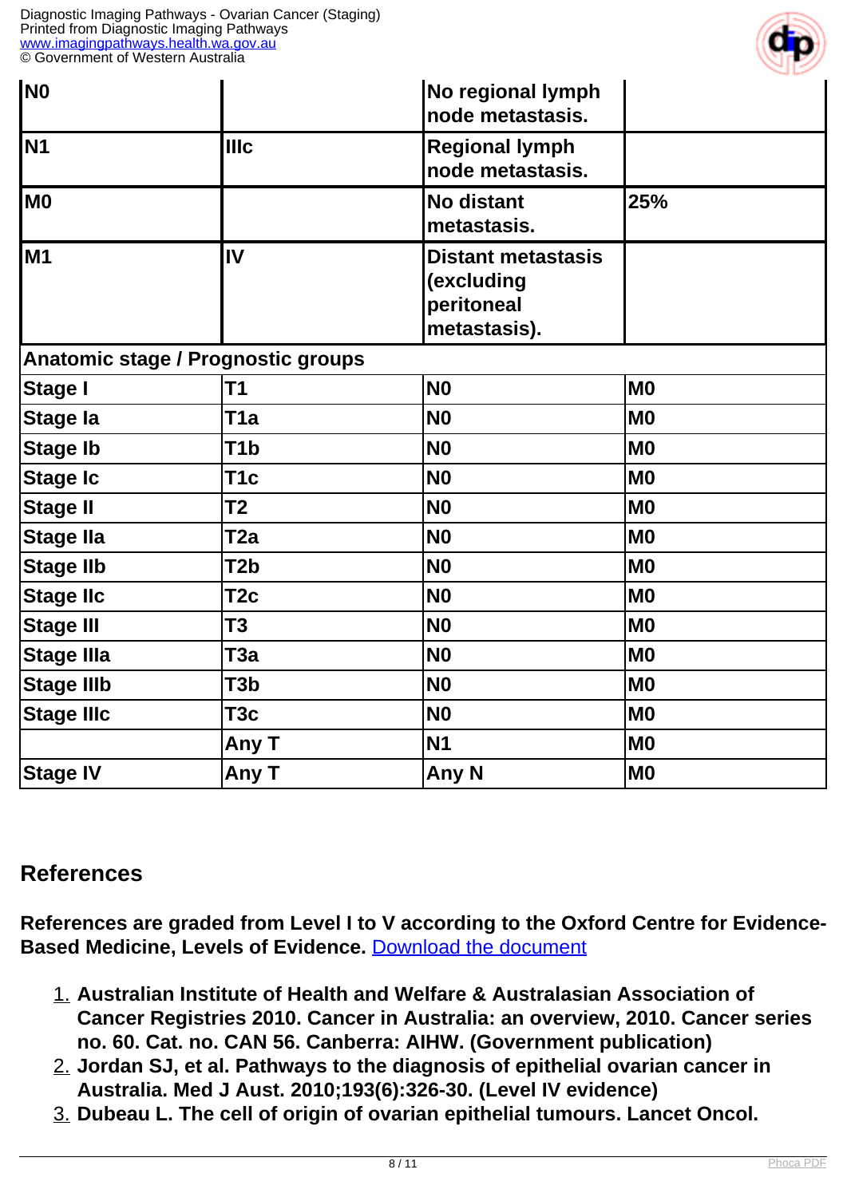| | | | |
|---|---|---|---|
| **N0** | | **No regional lymph node metastasis.** | |
| **N1** | **IIIc** | **Regional lymph node metastasis.** | |
| **M0** | | **No distant metastasis.** | **25%** |
| **M1** | **IV** | **Distant metastasis (excluding peritoneal metastasis).** | |
| **Anatomic stage / Prognostic groups** | | | |
| **Stage I** | **T1** | **N0** | **M0** |
| **Stage Ia** | **T1a** | **N0** | **M0** |
| **Stage Ib** | **T1b** | **N0** | **M0** |
| **Stage Ic** | **T1c** | **N0** | **M0** |
| **Stage II** | **T2** | **N0** | **M0** |
| **Stage IIa** | **T2a** | **N0** | **M0** |
| **Stage IIb** | **T2b** | **N0** | **M0** |
| **Stage IIc** | **T2c** | **N0** | **M0** |
| **Stage III** | **T3** | **N0** | **M0** |
| **Stage IIIa** | **T3a** | **N0** | **M0** |
| **Stage IIIb** | **T3b** | **N0** | **M0** |
| **Stage IIIc** | **T3c** | **N0** | **M0** |
| | **Any T** | **N1** | **M0** |
| **Stage IV** | **Any T** | **Any N** | **M0** |

## References

**References are graded from Level I to V according to the Oxford Centre for Evidence-Based Medicine, Levels of Evidence.** Download the document

1. **Australian Institute of Health and Welfare & Australasian Association of Cancer Registries 2010. Cancer in Australia: an overview, 2010. Cancer series no. 60. Cat. no. CAN 56. Canberra: AIHW. (Government publication)**
2. **Jordan SJ, et al. Pathways to the diagnosis of epithelial ovarian cancer in Australia. Med J Aust. 2010;193(6):326-30. (Level IV evidence)**
3. **Dubeau L. The cell of origin of ovarian epithelial tumours. Lancet Oncol.**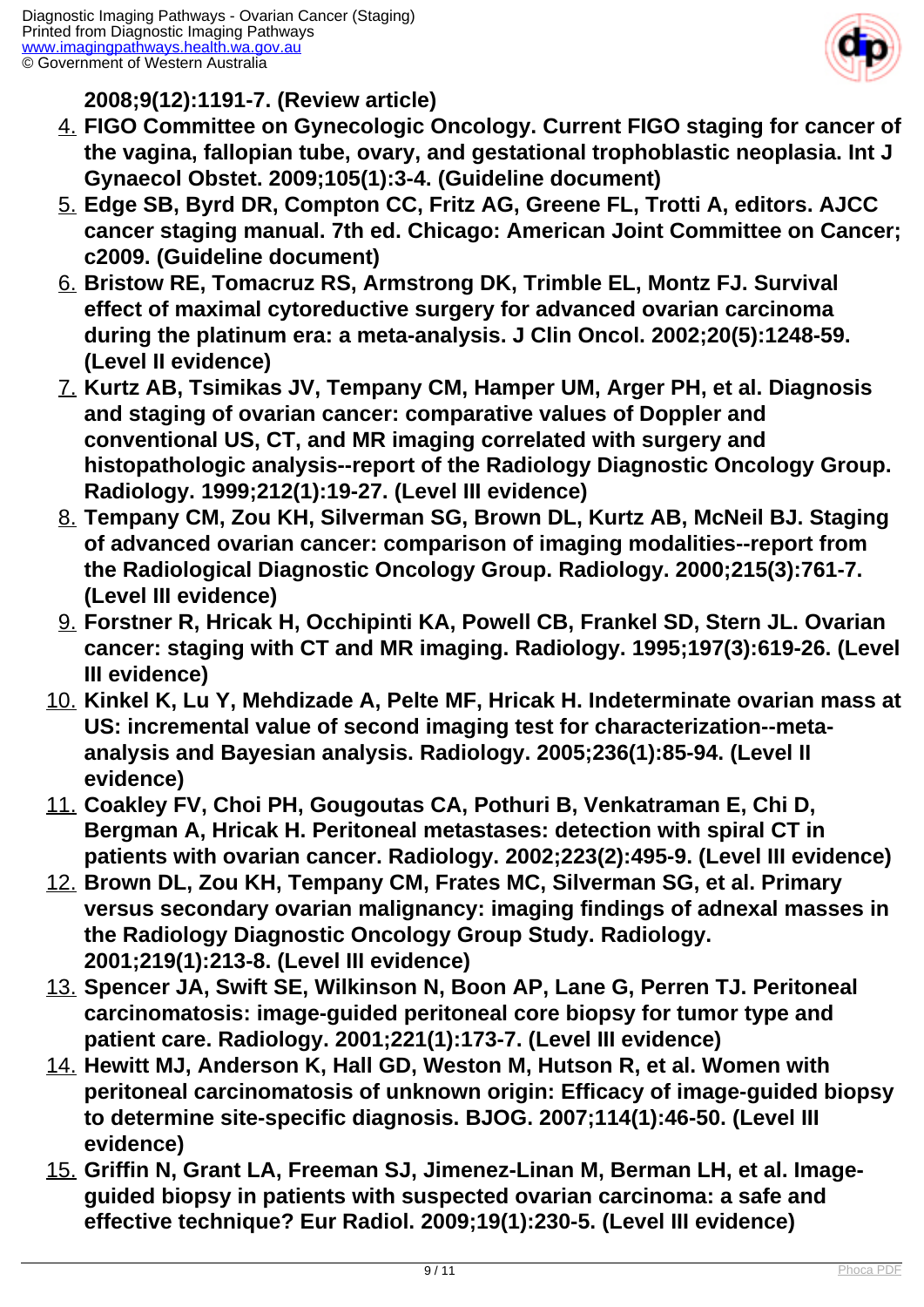**2008;9(12):1191-7. (Review article)**

4. **FIGO Committee on Gynecologic Oncology. Current FIGO staging for cancer of the vagina, fallopian tube, ovary, and gestational trophoblastic neoplasia. Int J Gynaecol Obstet. 2009;105(1):3-4. (Guideline document)**
5. **Edge SB, Byrd DR, Compton CC, Fritz AG, Greene FL, Trotti A, editors. AJCC cancer staging manual. 7th ed. Chicago: American Joint Committee on Cancer; c2009. (Guideline document)**
6. **Bristow RE, Tomacruz RS, Armstrong DK, Trimble EL, Montz FJ. Survival effect of maximal cytoreductive surgery for advanced ovarian carcinoma during the platinum era: a meta-analysis. J Clin Oncol. 2002;20(5):1248-59. (Level II evidence)**
7. **Kurtz AB, Tsimikas JV, Tempany CM, Hamper UM, Arger PH, et al. Diagnosis and staging of ovarian cancer: comparative values of Doppler and conventional US, CT, and MR imaging correlated with surgery and histopathologic analysis--report of the Radiology Diagnostic Oncology Group. Radiology. 1999;212(1):19-27. (Level III evidence)**
8. **Tempany CM, Zou KH, Silverman SG, Brown DL, Kurtz AB, McNeil BJ. Staging of advanced ovarian cancer: comparison of imaging modalities--report from the Radiological Diagnostic Oncology Group. Radiology. 2000;215(3):761-7. (Level III evidence)**
9. **Forstner R, Hricak H, Occhipinti KA, Powell CB, Frankel SD, Stern JL. Ovarian cancer: staging with CT and MR imaging. Radiology. 1995;197(3):619-26. (Level III evidence)**
10. **Kinkel K, Lu Y, Mehdizade A, Pelte MF, Hricak H. Indeterminate ovarian mass at US: incremental value of second imaging test for characterization--meta-analysis and Bayesian analysis. Radiology. 2005;236(1):85-94. (Level II evidence)**
11. **Coakley FV, Choi PH, Gougoutas CA, Pothuri B, Venkatraman E, Chi D, Bergman A, Hricak H. Peritoneal metastases: detection with spiral CT in patients with ovarian cancer. Radiology. 2002;223(2):495-9. (Level III evidence)**
12. **Brown DL, Zou KH, Tempany CM, Frates MC, Silverman SG, et al. Primary versus secondary ovarian malignancy: imaging findings of adnexal masses in the Radiology Diagnostic Oncology Group Study. Radiology. 2001;219(1):213-8. (Level III evidence)**
13. **Spencer JA, Swift SE, Wilkinson N, Boon AP, Lane G, Perren TJ. Peritoneal carcinomatosis: image-guided peritoneal core biopsy for tumor type and patient care. Radiology. 2001;221(1):173-7. (Level III evidence)**
14. **Hewitt MJ, Anderson K, Hall GD, Weston M, Hutson R, et al. Women with peritoneal carcinomatosis of unknown origin: Efficacy of image-guided biopsy to determine site-specific diagnosis. BJOG. 2007;114(1):46-50. (Level III evidence)**
15. **Griffin N, Grant LA, Freeman SJ, Jimenez-Linan M, Berman LH, et al. Image-guided biopsy in patients with suspected ovarian carcinoma: a safe and effective technique? Eur Radiol. 2009;19(1):230-5. (Level III evidence)**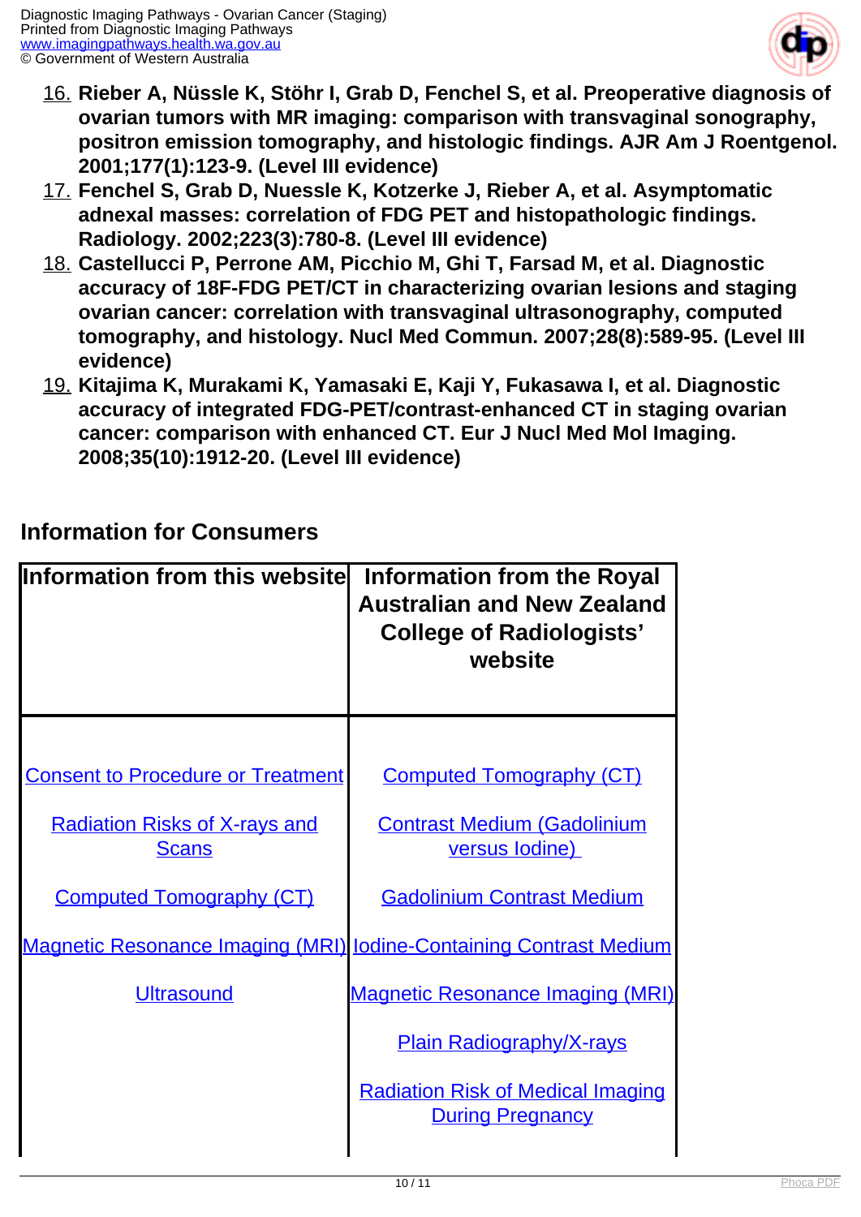16. **Rieber A, Nüssle K, Stöhr I, Grab D, Fenchel S, et al. Preoperative diagnosis of ovarian tumors with MR imaging: comparison with transvaginal sonography, positron emission tomography, and histologic findings. AJR Am J Roentgenol. 2001;177(1):123-9. (Level III evidence)**
17. **Fenchel S, Grab D, Nuessle K, Kotzerke J, Rieber A, et al. Asymptomatic adnexal masses: correlation of FDG PET and histopathologic findings. Radiology. 2002;223(3):780-8. (Level III evidence)**
18. **Castellucci P, Perrone AM, Picchio M, Ghi T, Farsad M, et al. Diagnostic accuracy of 18F-FDG PET/CT in characterizing ovarian lesions and staging ovarian cancer: correlation with transvaginal ultrasonography, computed tomography, and histology. Nucl Med Commun. 2007;28(8):589-95. (Level III evidence)**
19. **Kitajima K, Murakami K, Yamasaki E, Kaji Y, Fukasawa I, et al. Diagnostic accuracy of integrated FDG-PET/contrast-enhanced CT in staging ovarian cancer: comparison with enhanced CT. Eur J Nucl Med Mol Imaging. 2008;35(10):1912-20. (Level III evidence)**

## Information for Consumers

| Information from this website | Information from the Royal Australian and New Zealand College of Radiologists' website |
|---|---|
| Consent to Procedure or Treatment | Computed Tomography (CT) |
| Radiation Risks of X-rays and Scans | Contrast Medium (Gadolinium versus Iodine) |
| Computed Tomography (CT) | Gadolinium Contrast Medium |
| Magnetic Resonance Imaging (MRI) | Iodine-Containing Contrast Medium |
| Ultrasound | Magnetic Resonance Imaging (MRI) |
| | Plain Radiography/X-rays |
| | Radiation Risk of Medical Imaging During Pregnancy |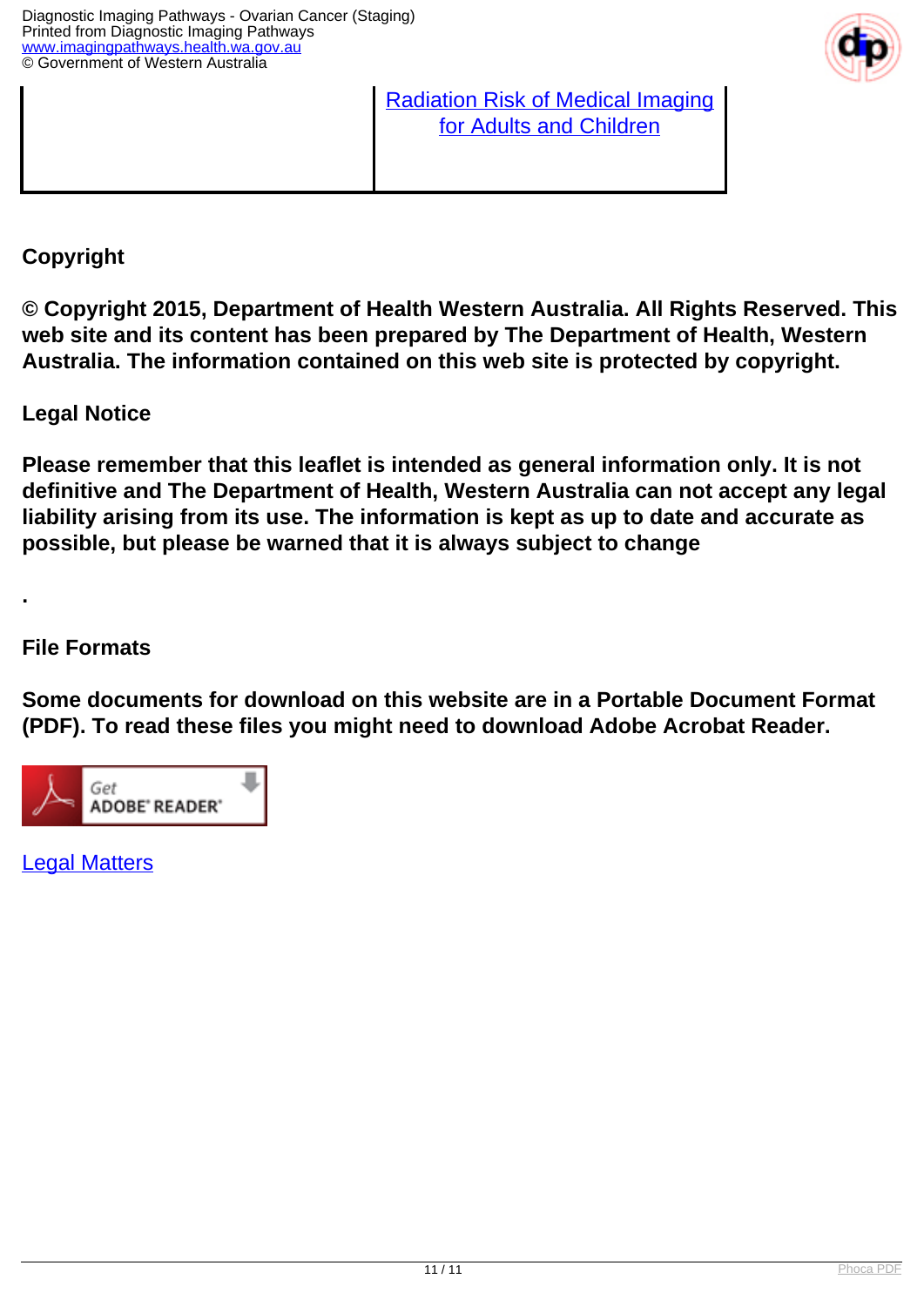| | |
|---|---|
| | Radiation Risk of Medical Imaging for Adults and Children |

**Copyright**

**© Copyright 2015, Department of Health Western Australia. All Rights Reserved. This web site and its content has been prepared by The Department of Health, Western Australia. The information contained on this web site is protected by copyright.**

**Legal Notice**

**Please remember that this leaflet is intended as general information only. It is not definitive and The Department of Health, Western Australia can not accept any legal liability arising from its use. The information is kept as up to date and accurate as possible, but please be warned that it is always subject to change**

**.**

**File Formats**

**Some documents for download on this website are in a Portable Document Format (PDF). To read these files you might need to download Adobe Acrobat Reader.**

Get ADOBE® READER®

Legal Matters